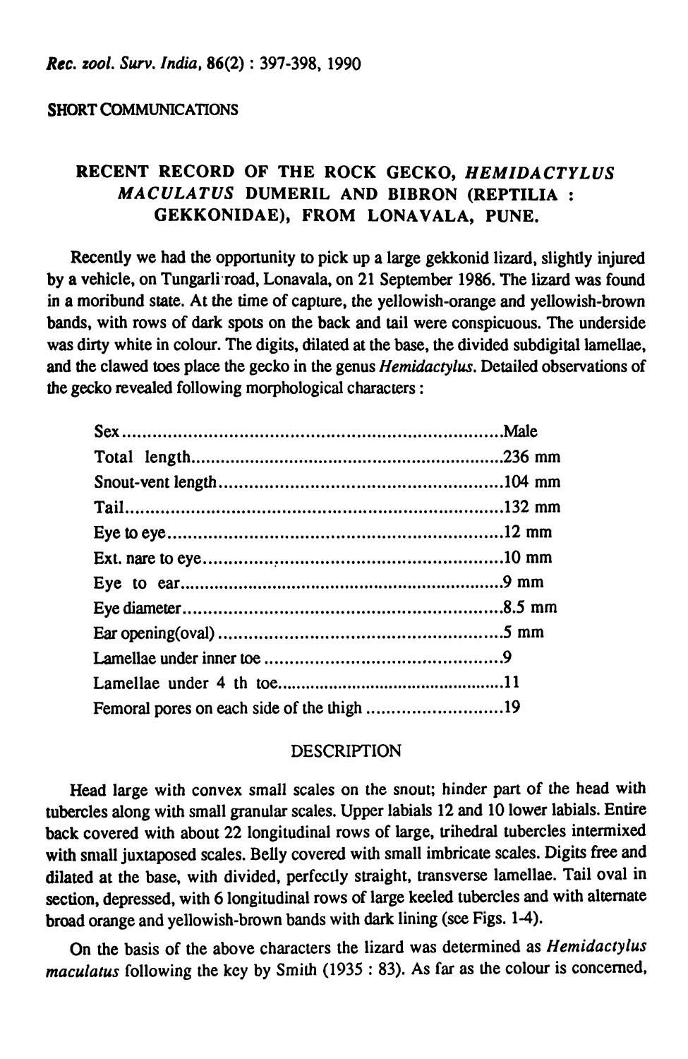SHORT COMMUNICATIONS

# RECENT RECORD OF THE ROCK GECKO, *HEMIDACTYLUS MACULATUS* DUMERIL AND BIBRON (REPTILIA : GEKKONIDAE), FROM LONAVALA, PUNE.

Recently we had the opportunity to pick up a large gekkonid lizard, slightly injured by a vehicle, on Tungarli road, Lonavala, on 21 September 1986. The lizard was found in a moribund state. At the time of capture, the yellowish-orange and yellowish-brown bands, with rows of dark spots on the back and tail were conspicuous. The underside was dirty white in colour. The digits, dilated at the base, the divided subdigital lamellae, and the clawed toes place the gecko in the genus *Hemidactylus*. Detailed observations of the gecko revealed following morphological characters :

| | |
|---|---|
| Sex | Male |
| Total length | 236 mm |
| Snout-vent length | 104 mm |
| Tail | 132 mm |
| Eye to eye | 12 mm |
| Ext. nare to eye | 10 mm |
| Eye to ear | 9 mm |
| Eye diameter | 8.5 mm |
| Ear opening(oval) | 5 mm |
| Lamellae under inner toe | 9 |
| Lamellae under 4 th toe | 11 |
| Femoral pores on each side of the thigh | 19 |

## DESCRIPTION

Head large with convex small scales on the snout; hinder part of the head with tubercles along with small granular scales. Upper labials 12 and 10 lower labials. Entire back covered with about 22 longitudinal rows of large, trihedral tubercles intermixed with small juxtaposed scales. Belly covered with small imbricate scales. Digits free and dilated at the base, with divided, perfectly straight, transverse lamellae. Tail oval in section, depressed, with 6 longitudinal rows of large keeled tubercles and with alternate broad orange and yellowish-brown bands with dark lining (see Figs. 1-4).

On the basis of the above characters the lizard was determined as *Hemidactylus maculatus* following the key by Smith (1935 : 83). As far as the colour is concerned,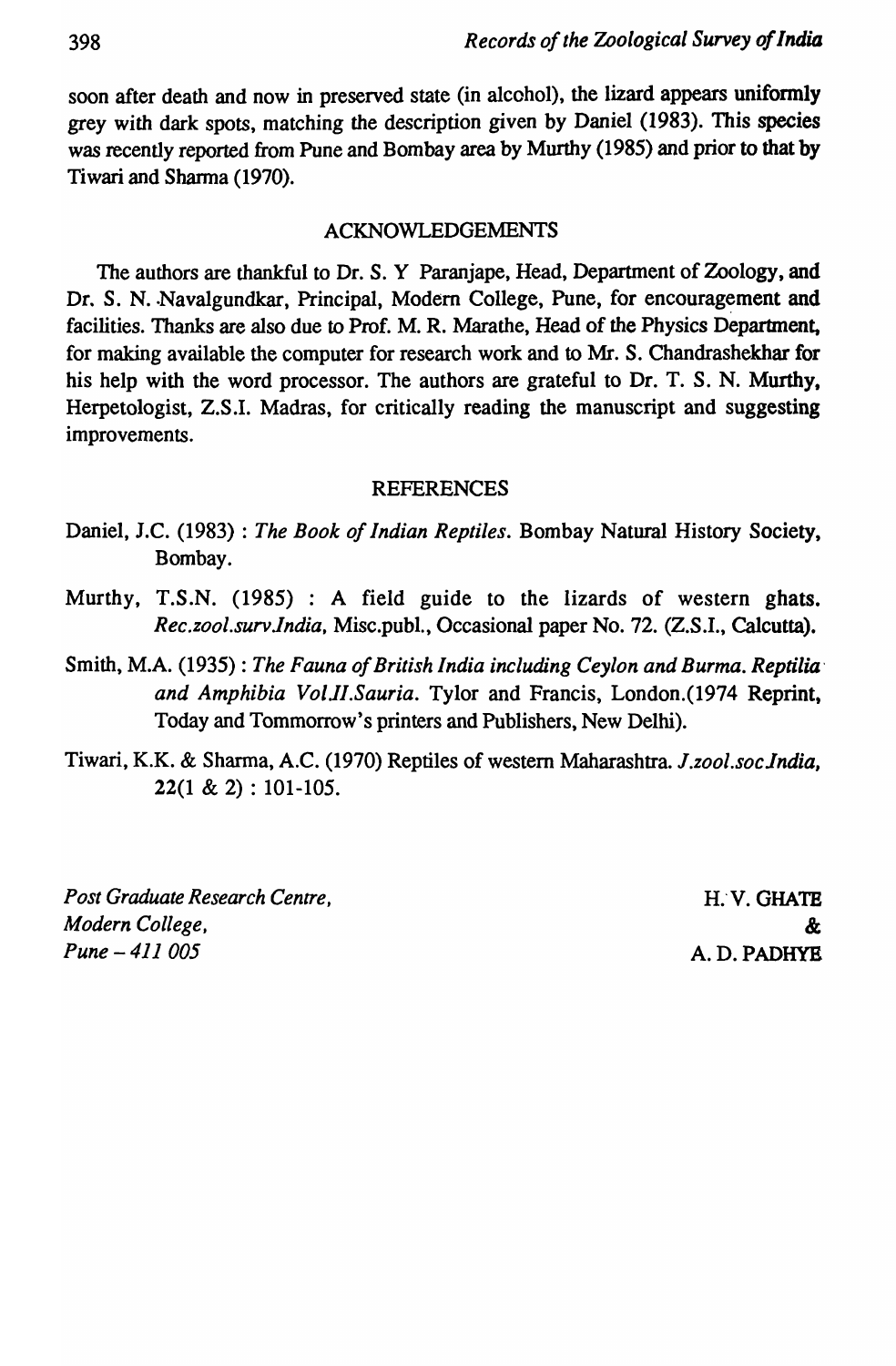soon after death and now in preserved state (in alcohol), the lizard appears uniformly grey with dark spots, matching the description given by Daniel (1983). This species was recently reported from Pune and Bombay area by Murthy (1985) and prior to that by Tiwari and Sharma (1970).

## ACKNOWLEDGEMENTS

The authors are thankful to Dr. S. Y Paranjape, Head, Department of Zoology, and Dr. S. N. Navalgundkar, Principal, Modern College, Pune, for encouragement and facilities. Thanks are also due to Prof. M. R. Marathe, Head of the Physics Department, for making available the computer for research work and to Mr. S. Chandrashekhar for his help with the word processor. The authors are grateful to Dr. T. S. N. Murthy, Herpetologist, Z.S.I. Madras, for critically reading the manuscript and suggesting improvements.

## REFERENCES

Daniel, J.C. (1983) : *The Book of Indian Reptiles*. Bombay Natural History Society, Bombay.

Murthy, T.S.N. (1985) : A field guide to the lizards of western ghats. *Rec.zool.surv.India*, Misc.publ., Occasional paper No. 72. (Z.S.I., Calcutta).

Smith, M.A. (1935) : *The Fauna of British India including Ceylon and Burma. Reptilia and Amphibia Vol.II.Sauria*. Tylor and Francis, London.(1974 Reprint, Today and Tommorrow's printers and Publishers, New Delhi).

Tiwari, K.K. & Sharma, A.C. (1970) Reptiles of western Maharashtra. *J.zool.soc.India*, 22(1 & 2) : 101-105.

*Post Graduate Research Centre,*
*Modern College,*
*Pune – 411 005*

H. V. GHATE
&
A. D. PADHYE